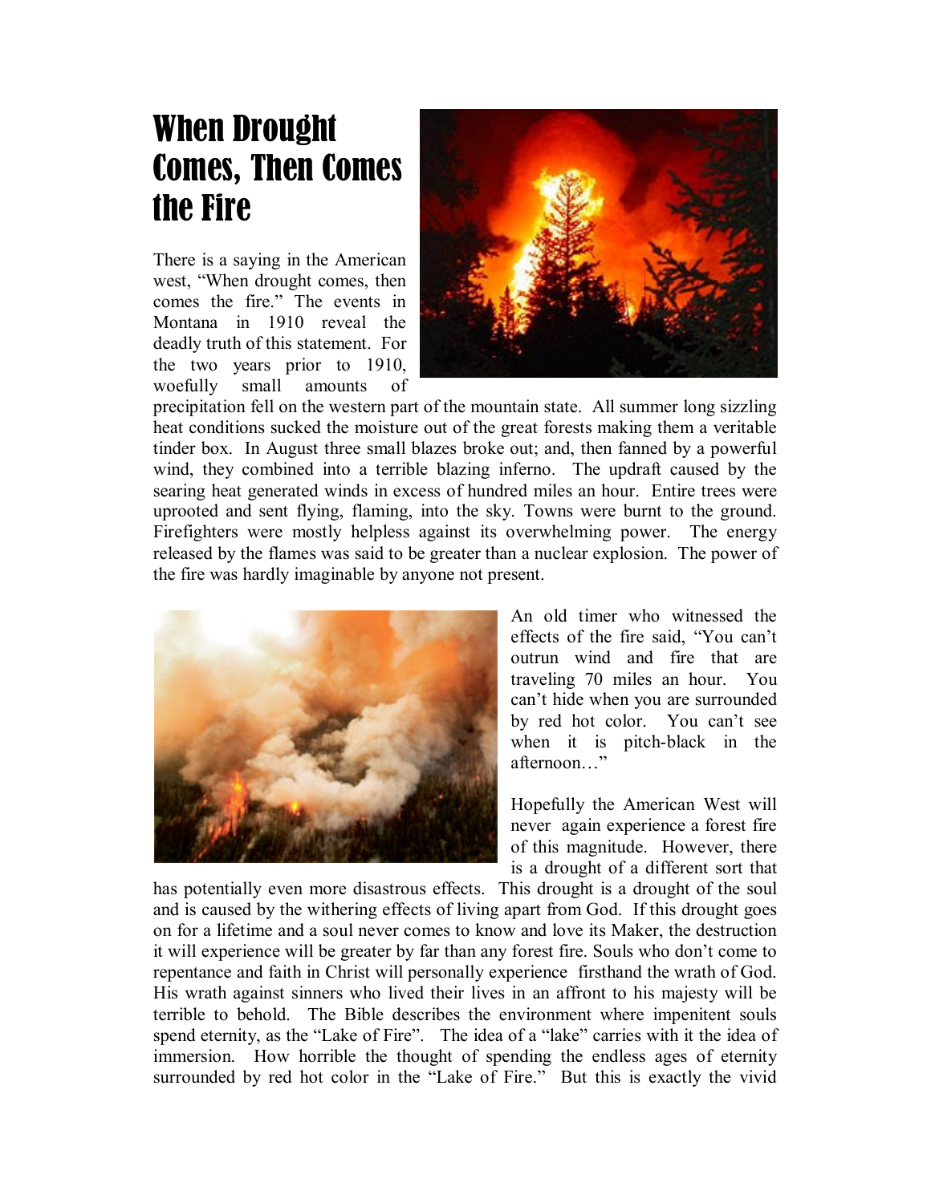# When Drought Comes, Then Comes the Fire

There is a saying in the American west, "When drought comes, then comes the fire." The events in Montana in 1910 reveal the deadly truth of this statement. For the two years prior to 1910, woefully small amounts of precipitation fell on the western part of the mountain state. All summer long sizzling heat conditions sucked the moisture out of the great forests making them a veritable tinder box. In August three small blazes broke out; and, then fanned by a powerful wind, they combined into a terrible blazing inferno. The updraft caused by the searing heat generated winds in excess of hundred miles an hour. Entire trees were uprooted and sent flying, flaming, into the sky. Towns were burnt to the ground. Firefighters were mostly helpless against its overwhelming power. The energy released by the flames was said to be greater than a nuclear explosion. The power of the fire was hardly imaginable by anyone not present.

An old timer who witnessed the effects of the fire said, "You can't outrun wind and fire that are traveling 70 miles an hour. You can't hide when you are surrounded by red hot color. You can't see when it is pitch-black in the afternoon…"

Hopefully the American West will never again experience a forest fire of this magnitude. However, there is a drought of a different sort that has potentially even more disastrous effects. This drought is a drought of the soul and is caused by the withering effects of living apart from God. If this drought goes on for a lifetime and a soul never comes to know and love its Maker, the destruction it will experience will be greater by far than any forest fire. Souls who don't come to repentance and faith in Christ will personally experience firsthand the wrath of God. His wrath against sinners who lived their lives in an affront to his majesty will be terrible to behold. The Bible describes the environment where impenitent souls spend eternity, as the "Lake of Fire". The idea of a "lake" carries with it the idea of immersion. How horrible the thought of spending the endless ages of eternity surrounded by red hot color in the "Lake of Fire." But this is exactly the vivid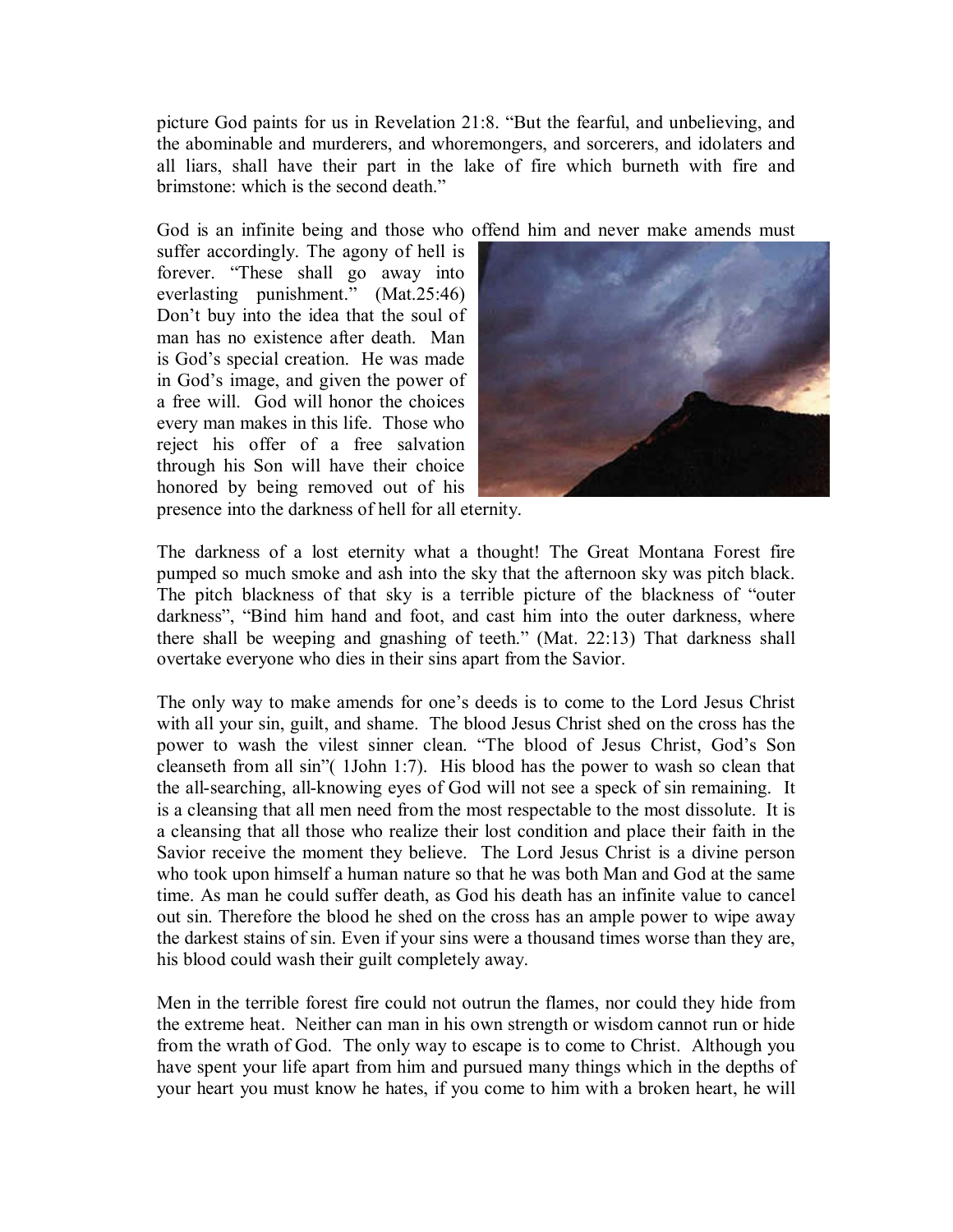picture God paints for us in Revelation 21:8. "But the fearful, and unbelieving, and the abominable and murderers, and whoremongers, and sorcerers, and idolaters and all liars, shall have their part in the lake of fire which burneth with fire and brimstone: which is the second death."

God is an infinite being and those who offend him and never make amends must suffer accordingly. The agony of hell is forever. "These shall go away into everlasting punishment." (Mat.25:46) Don't buy into the idea that the soul of man has no existence after death. Man is God's special creation. He was made in God's image, and given the power of a free will. God will honor the choices every man makes in this life. Those who reject his offer of a free salvation through his Son will have their choice honored by being removed out of his presence into the darkness of hell for all eternity.

The darkness of a lost eternity what a thought! The Great Montana Forest fire pumped so much smoke and ash into the sky that the afternoon sky was pitch black. The pitch blackness of that sky is a terrible picture of the blackness of "outer darkness", "Bind him hand and foot, and cast him into the outer darkness, where there shall be weeping and gnashing of teeth." (Mat. 22:13) That darkness shall overtake everyone who dies in their sins apart from the Savior.

The only way to make amends for one's deeds is to come to the Lord Jesus Christ with all your sin, guilt, and shame. The blood Jesus Christ shed on the cross has the power to wash the vilest sinner clean. "The blood of Jesus Christ, God's Son cleanseth from all sin"( 1John 1:7). His blood has the power to wash so clean that the all-searching, all-knowing eyes of God will not see a speck of sin remaining. It is a cleansing that all men need from the most respectable to the most dissolute. It is a cleansing that all those who realize their lost condition and place their faith in the Savior receive the moment they believe. The Lord Jesus Christ is a divine person who took upon himself a human nature so that he was both Man and God at the same time. As man he could suffer death, as God his death has an infinite value to cancel out sin. Therefore the blood he shed on the cross has an ample power to wipe away the darkest stains of sin. Even if your sins were a thousand times worse than they are, his blood could wash their guilt completely away.

Men in the terrible forest fire could not outrun the flames, nor could they hide from the extreme heat. Neither can man in his own strength or wisdom cannot run or hide from the wrath of God. The only way to escape is to come to Christ. Although you have spent your life apart from him and pursued many things which in the depths of your heart you must know he hates, if you come to him with a broken heart, he will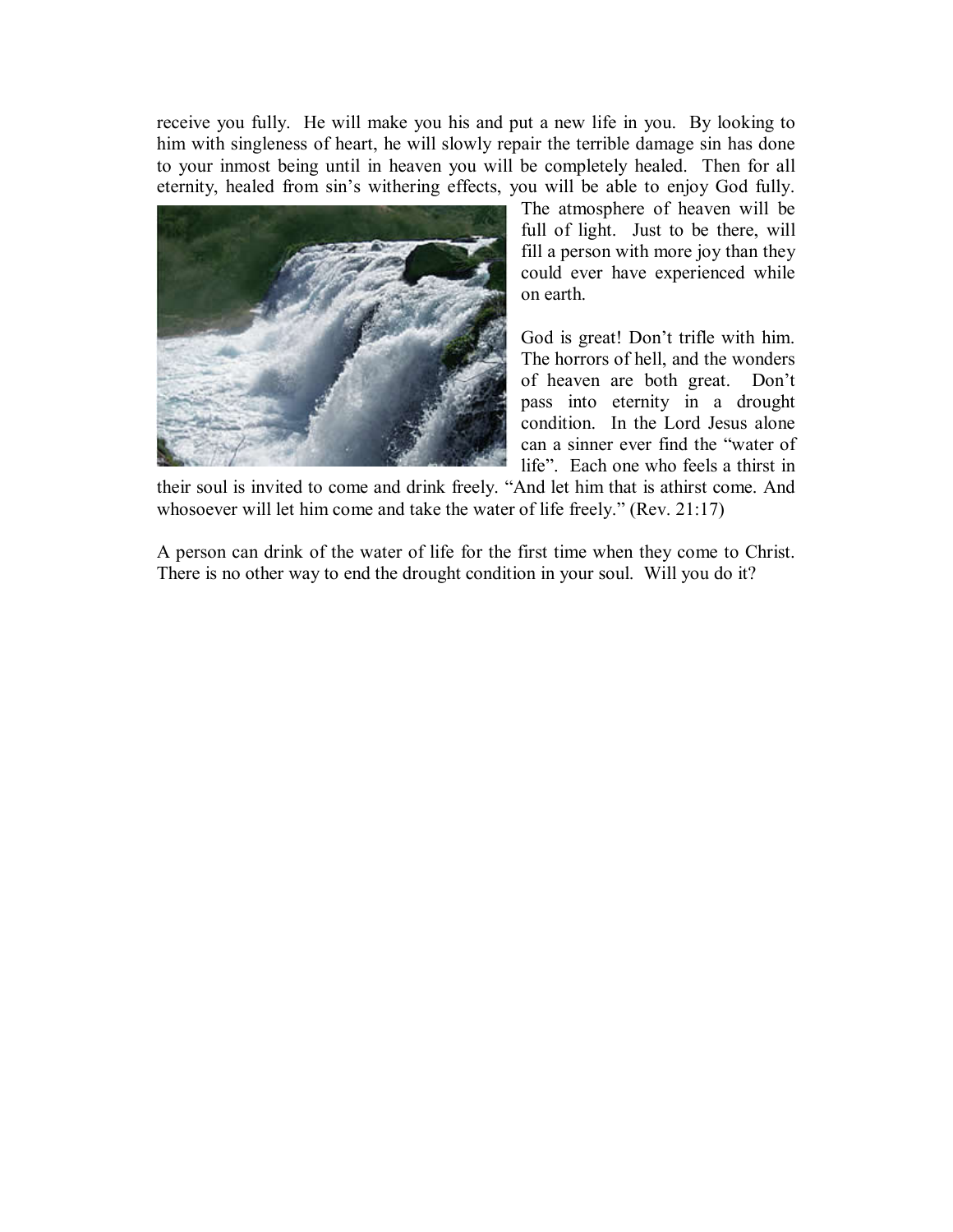receive you fully. He will make you his and put a new life in you. By looking to him with singleness of heart, he will slowly repair the terrible damage sin has done to your inmost being until in heaven you will be completely healed. Then for all eternity, healed from sin's withering effects, you will be able to enjoy God fully. The atmosphere of heaven will be full of light. Just to be there, will fill a person with more joy than they could ever have experienced while on earth.

God is great! Don't trifle with him. The horrors of hell, and the wonders of heaven are both great. Don't pass into eternity in a drought condition. In the Lord Jesus alone can a sinner ever find the "water of life". Each one who feels a thirst in their soul is invited to come and drink freely. "And let him that is athirst come. And whosoever will let him come and take the water of life freely." (Rev. 21:17)

A person can drink of the water of life for the first time when they come to Christ. There is no other way to end the drought condition in your soul. Will you do it?